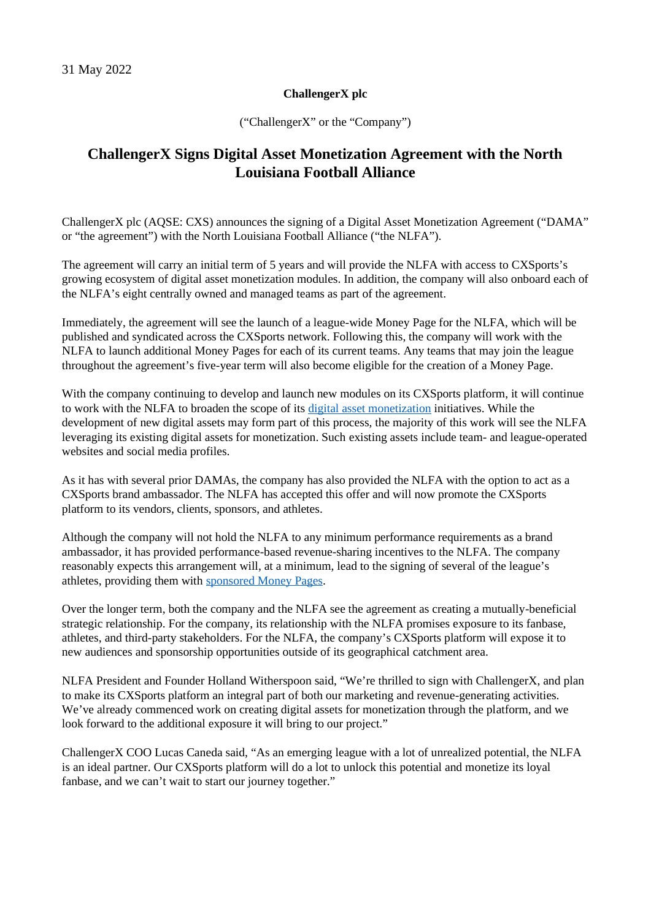31 May 2022

**ChallengerX plc**

("ChallengerX" or the "Company")

# ChallengerX Signs Digital Asset Monetization Agreement with the North Louisiana Football Alliance

ChallengerX plc (AQSE: CXS) announces the signing of a Digital Asset Monetization Agreement ("DAMA" or "the agreement") with the North Louisiana Football Alliance ("the NLFA").

The agreement will carry an initial term of 5 years and will provide the NLFA with access to CXSports's growing ecosystem of digital asset monetization modules. In addition, the company will also onboard each of the NLFA's eight centrally owned and managed teams as part of the agreement.

Immediately, the agreement will see the launch of a league-wide Money Page for the NLFA, which will be published and syndicated across the CXSports network. Following this, the company will work with the NLFA to launch additional Money Pages for each of its current teams. Any teams that may join the league throughout the agreement's five-year term will also become eligible for the creation of a Money Page.

With the company continuing to develop and launch new modules on its CXSports platform, it will continue to work with the NLFA to broaden the scope of its digital asset monetization initiatives. While the development of new digital assets may form part of this process, the majority of this work will see the NLFA leveraging its existing digital assets for monetization. Such existing assets include team- and league-operated websites and social media profiles.

As it has with several prior DAMAs, the company has also provided the NLFA with the option to act as a CXSports brand ambassador. The NLFA has accepted this offer and will now promote the CXSports platform to its vendors, clients, sponsors, and athletes.

Although the company will not hold the NLFA to any minimum performance requirements as a brand ambassador, it has provided performance-based revenue-sharing incentives to the NLFA. The company reasonably expects this arrangement will, at a minimum, lead to the signing of several of the league's athletes, providing them with sponsored Money Pages.

Over the longer term, both the company and the NLFA see the agreement as creating a mutually-beneficial strategic relationship. For the company, its relationship with the NLFA promises exposure to its fanbase, athletes, and third-party stakeholders. For the NLFA, the company's CXSports platform will expose it to new audiences and sponsorship opportunities outside of its geographical catchment area.

NLFA President and Founder Holland Witherspoon said, "We're thrilled to sign with ChallengerX, and plan to make its CXSports platform an integral part of both our marketing and revenue-generating activities. We've already commenced work on creating digital assets for monetization through the platform, and we look forward to the additional exposure it will bring to our project."

ChallengerX COO Lucas Caneda said, "As an emerging league with a lot of unrealized potential, the NLFA is an ideal partner. Our CXSports platform will do a lot to unlock this potential and monetize its loyal fanbase, and we can't wait to start our journey together."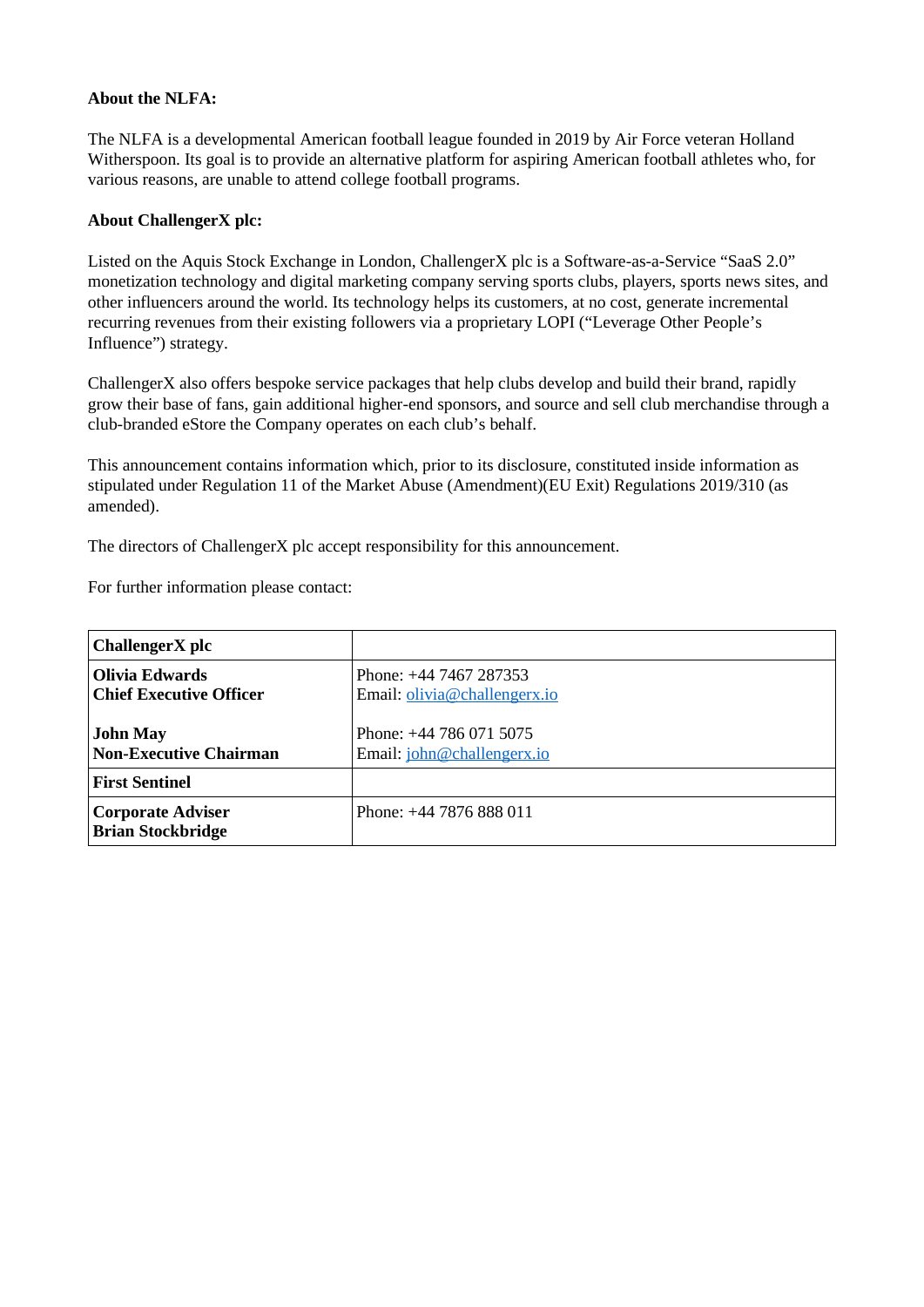**About the NLFA:**

The NLFA is a developmental American football league founded in 2019 by Air Force veteran Holland Witherspoon. Its goal is to provide an alternative platform for aspiring American football athletes who, for various reasons, are unable to attend college football programs.

**About ChallengerX plc:**

Listed on the Aquis Stock Exchange in London, ChallengerX plc is a Software-as-a-Service "SaaS 2.0" monetization technology and digital marketing company serving sports clubs, players, sports news sites, and other influencers around the world. Its technology helps its customers, at no cost, generate incremental recurring revenues from their existing followers via a proprietary LOPI ("Leverage Other People's Influence") strategy.

ChallengerX also offers bespoke service packages that help clubs develop and build their brand, rapidly grow their base of fans, gain additional higher-end sponsors, and source and sell club merchandise through a club-branded eStore the Company operates on each club's behalf.

This announcement contains information which, prior to its disclosure, constituted inside information as stipulated under Regulation 11 of the Market Abuse (Amendment)(EU Exit) Regulations 2019/310 (as amended).

The directors of ChallengerX plc accept responsibility for this announcement.

For further information please contact:

| | |
|---|---|
| **ChallengerX plc** | |
| **Olivia Edwards**<br>**Chief Executive Officer**<br><br>**John May**<br>**Non-Executive Chairman** | Phone: +44 7467 287353<br>Email: olivia@challengerx.io<br><br>Phone: +44 786 071 5075<br>Email: john@challengerx.io |
| **First Sentinel** | |
| **Corporate Adviser**<br>**Brian Stockbridge** | Phone: +44 7876 888 011 |